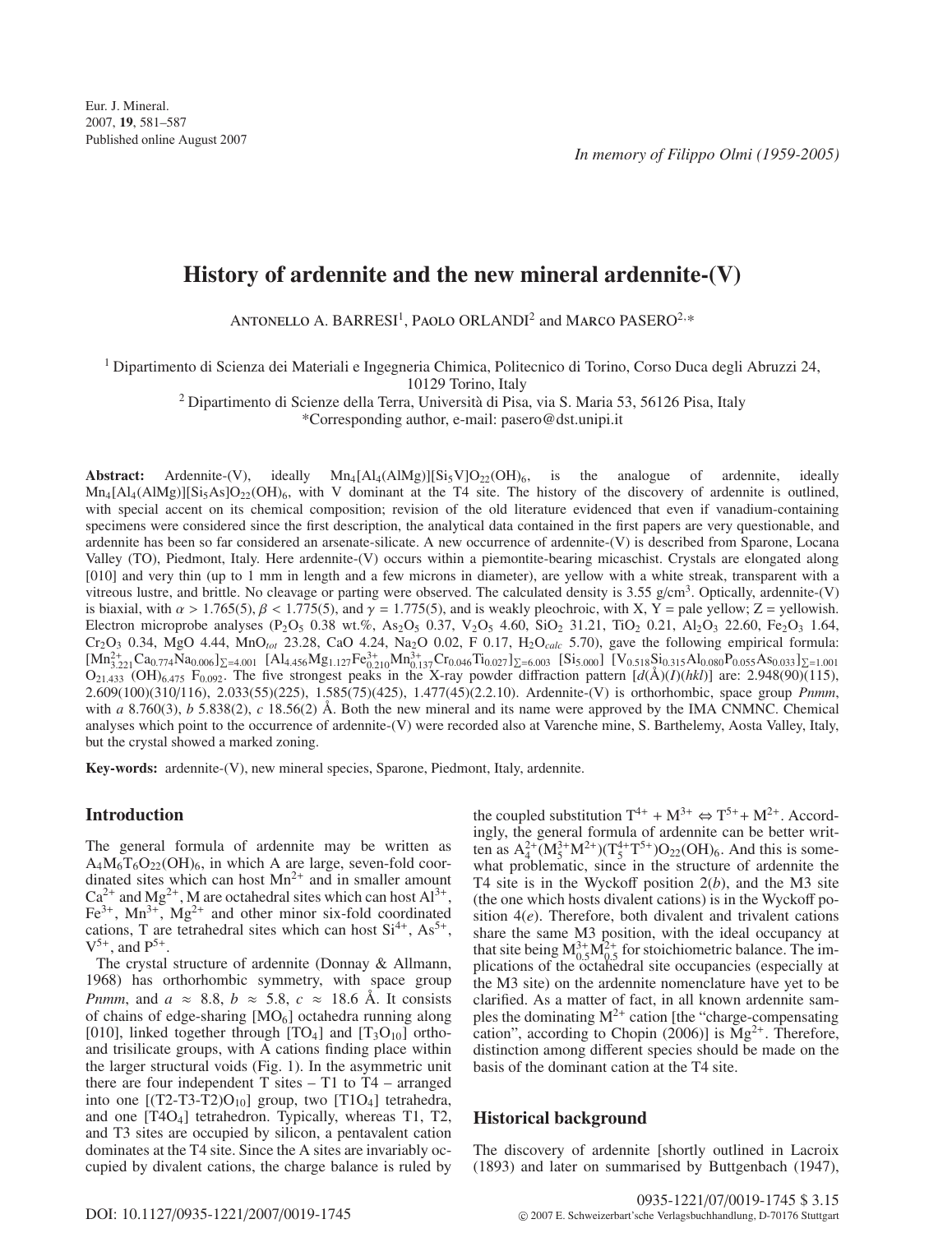*In memory of Filippo Olmi (1959-2005)*

# History of ardennite and the new mineral ardennite-(V)

Antonello A. Barresi[1], Paolo Orlandi[2] and Marco Pasero[2,*]

[1] Dipartimento di Scienza dei Materiali e Ingegneria Chimica, Politecnico di Torino, Corso Duca degli Abruzzi 24, 10129 Torino, Italy

[2] Dipartimento di Scienze della Terra, Università di Pisa, via S. Maria 53, 56126 Pisa, Italy

*Corresponding author, e-mail: pasero@dst.unipi.it

**Abstract:** Ardennite-(V), ideally $Mn_4[Al_4(AlMg)][Si_5V]O_{22}(OH)_6$, is the analogue of ardennite, ideally $Mn_4[Al_4(AlMg)][Si_5As]O_{22}(OH)_6$, with V dominant at the T4 site. The history of the discovery of ardennite is outlined, with special accent on its chemical composition; revision of the old literature evidenced that even if vanadium-containing specimens were considered since the first description, the analytical data contained in the first papers are very questionable, and ardennite has been so far considered an arsenate-silicate. A new occurrence of ardennite-(V) is described from Sparone, Locana Valley (TO), Piedmont, Italy. Here ardennite-(V) occurs within a piemontite-bearing micaschist. Crystals are elongated along [010] and very thin (up to 1 mm in length and a few microns in diameter), are yellow with a white streak, transparent with a vitreous lustre, and brittle. No cleavage or parting were observed. The calculated density is 3.55 g/cm$^3$. Optically, ardennite-(V) is biaxial, with $\alpha > 1.765(5)$, $\beta < 1.775(5)$, and $\gamma = 1.775(5)$, and is weakly pleochroic, with X, Y = pale yellow; Z = yellowish. Electron microprobe analyses ($P_2O_5$ 0.38 wt.%, $As_2O_5$ 0.37, $V_2O_5$ 4.60, $SiO_2$ 31.21, $TiO_2$ 0.21, $Al_2O_3$ 22.60, $Fe_2O_3$ 1.64, $Cr_2O_3$ 0.34, MgO 4.44, $MnO_{tot}$ 23.28, CaO 4.24, $Na_2O$ 0.02, F 0.17, $H_2O_{calc}$ 5.70), gave the following empirical formula: $[Mn^{2+}_{3.221}Ca_{0.774}Na_{0.006}]_{\Sigma=4.001}$ $[Al_{4.456}Mg_{1.127}Fe^{3+}_{0.210}Mn^{3+}_{0.137}Cr_{0.046}Ti_{0.027}]_{\Sigma=6.003}$ $[Si_{5.000}]$ $[V_{0.518}Si_{0.315}Al_{0.080}P_{0.055}As_{0.033}]_{\Sigma=1.001}$ $O_{21.433}$ $(OH)_{6.475}$ $F_{0.092}$. The five strongest peaks in the X-ray powder diffraction pattern [$d$(Å)($I$)($hkl$)] are: 2.948(90)(115), 2.609(100)(310/116), 2.033(55)(225), 1.585(75)(425), 1.477(45)(2.2.10). Ardennite-(V) is orthorhombic, space group *Pnmm*, with *a* 8.760(3), *b* 5.838(2), *c* 18.56(2) Å. Both the new mineral and its name were approved by the IMA CNMNC. Chemical analyses which point to the occurrence of ardennite-(V) were recorded also at Varenche mine, S. Barthelemy, Aosta Valley, Italy, but the crystal showed a marked zoning.

**Key-words:** ardennite-(V), new mineral species, Sparone, Piedmont, Italy, ardennite.

## Introduction

The general formula of ardennite may be written as $A_4M_6T_6O_{22}(OH)_6$, in which A are large, seven-fold coordinated sites which can host $Mn^{2+}$ and in smaller amount $Ca^{2+}$ and $Mg^{2+}$, M are octahedral sites which can host $Al^{3+}$, $Fe^{3+}$, $Mn^{3+}$, $Mg^{2+}$ and other minor six-fold coordinated cations, T are tetrahedral sites which can host $Si^{4+}$, $As^{5+}$, $V^{5+}$, and $P^{5+}$.

The crystal structure of ardennite (Donnay & Allmann, 1968) has orthorhombic symmetry, with space group *Pnmm*, and $a \approx 8.8$, $b \approx 5.8$, $c \approx 18.6$ Å. It consists of chains of edge-sharing $[MO_6]$ octahedra running along [010], linked together through $[TO_4]$ and $[T_3O_{10}]$ ortho- and trisilicate groups, with A cations finding place within the larger structural voids (Fig. 1). In the asymmetric unit there are four independent T sites – T1 to T4 – arranged into one $[(T2\text{-}T3\text{-}T2)O_{10}]$ group, two $[T1O_4]$ tetrahedra, and one $[T4O_4]$ tetrahedron. Typically, whereas T1, T2, and T3 sites are occupied by silicon, a pentavalent cation dominates at the T4 site. Since the A sites are invariably occupied by divalent cations, the charge balance is ruled by the coupled substitution $T^{4+} + M^{3+} \Leftrightarrow T^{5+} + M^{2+}$. Accordingly, the general formula of ardennite can be better written as $A^{2+}_4(M^{3+}_5M^{2+})(T^{4+}_5T^{5+})O_{22}(OH)_6$. And this is somewhat problematic, since in the structure of ardennite the T4 site is in the Wyckoff position 2($b$), and the M3 site (the one which hosts divalent cations) is in the Wyckoff position 4($e$). Therefore, both divalent and trivalent cations share the same M3 position, with the ideal occupancy at that site being $M^{3+}_{0.5}M^{2+}_{0.5}$ for stoichiometric balance. The implications of the octahedral site occupancies (especially at the M3 site) on the ardennite nomenclature have yet to be clarified. As a matter of fact, in all known ardennite samples the dominating $M^{2+}$ cation [the "charge-compensating cation", according to Chopin (2006)] is $Mg^{2+}$. Therefore, distinction among different species should be made on the basis of the dominant cation at the T4 site.

## Historical background

The discovery of ardennite [shortly outlined in Lacroix (1893) and later on summarised by Buttgenbach (1947),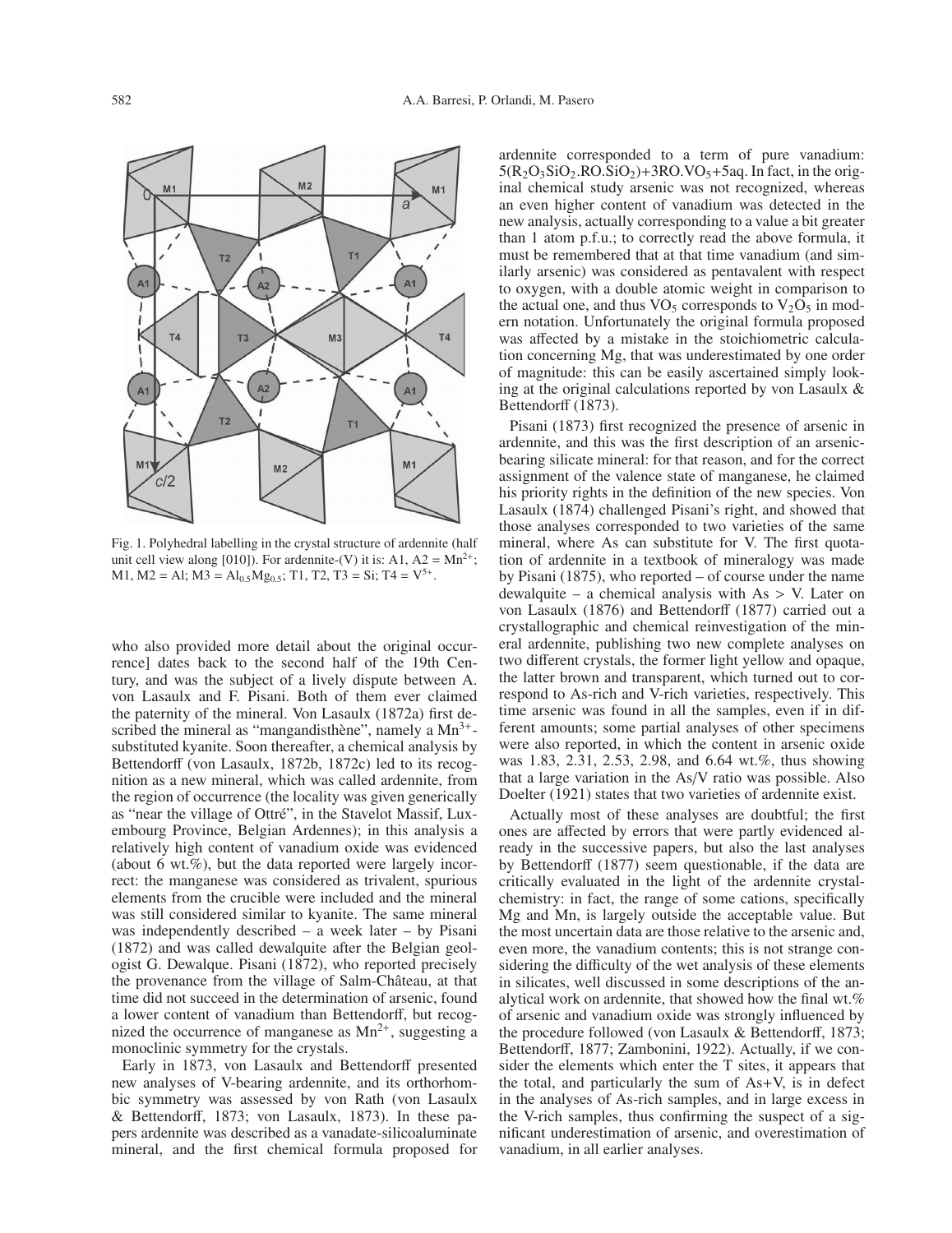Fig. 1. Polyhedral labelling in the crystal structure of ardennite (half unit cell view along [010]). For ardennite-(V) it is: A1, A2 = $Mn^{2+}$; M1, M2 = Al; M3 = $Al_{0.5}Mg_{0.5}$; T1, T2, T3 = Si; T4 = $V^{5+}$.

who also provided more detail about the original occurrence] dates back to the second half of the 19th Century, and was the subject of a lively dispute between A. von Lasaulx and F. Pisani. Both of them ever claimed the paternity of the mineral. Von Lasaulx (1872a) first described the mineral as "mangandisthène", namely a $Mn^{3+}$-substituted kyanite. Soon thereafter, a chemical analysis by Bettendorff (von Lasaulx, 1872b, 1872c) led to its recognition as a new mineral, which was called ardennite, from the region of occurrence (the locality was given generically as "near the village of Ottré", in the Stavelot Massif, Luxembourg Province, Belgian Ardennes); in this analysis a relatively high content of vanadium oxide was evidenced (about 6 wt.%), but the data reported were largely incorrect: the manganese was considered as trivalent, spurious elements from the crucible were included and the mineral was still considered similar to kyanite. The same mineral was independently described – a week later – by Pisani (1872) and was called dewalquite after the Belgian geologist G. Dewalque. Pisani (1872), who reported precisely the provenance from the village of Salm-Château, at that time did not succeed in the determination of arsenic, found a lower content of vanadium than Bettendorff, but recognized the occurrence of manganese as $Mn^{2+}$, suggesting a monoclinic symmetry for the crystals.

Early in 1873, von Lasaulx and Bettendorff presented new analyses of V-bearing ardennite, and its orthorhombic symmetry was assessed by von Rath (von Lasaulx & Bettendorff, 1873; von Lasaulx, 1873). In these papers ardennite was described as a vanadate-silicoaluminate mineral, and the first chemical formula proposed for ardennite corresponded to a term of pure vanadium: $5(R_2O_3SiO_2.RO.SiO_2)+3RO.VO_5+5aq$. In fact, in the original chemical study arsenic was not recognized, whereas an even higher content of vanadium was detected in the new analysis, actually corresponding to a value a bit greater than 1 atom p.f.u.; to correctly read the above formula, it must be remembered that at that time vanadium (and similarly arsenic) was considered as pentavalent with respect to oxygen, with a double atomic weight in comparison to the actual one, and thus $VO_5$ corresponds to $V_2O_5$ in modern notation. Unfortunately the original formula proposed was affected by a mistake in the stoichiometric calculation concerning Mg, that was underestimated by one order of magnitude: this can be easily ascertained simply looking at the original calculations reported by von Lasaulx & Bettendorff (1873).

Pisani (1873) first recognized the presence of arsenic in ardennite, and this was the first description of an arsenic-bearing silicate mineral: for that reason, and for the correct assignment of the valence state of manganese, he claimed his priority rights in the definition of the new species. Von Lasaulx (1874) challenged Pisani's right, and showed that those analyses corresponded to two varieties of the same mineral, where As can substitute for V. The first quotation of ardennite in a textbook of mineralogy was made by Pisani (1875), who reported – of course under the name dewalquite – a chemical analysis with As > V. Later on von Lasaulx (1876) and Bettendorff (1877) carried out a crystallographic and chemical reinvestigation of the mineral ardennite, publishing two new complete analyses on two different crystals, the former light yellow and opaque, the latter brown and transparent, which turned out to correspond to As-rich and V-rich varieties, respectively. This time arsenic was found in all the samples, even if in different amounts; some partial analyses of other specimens were also reported, in which the content in arsenic oxide was 1.83, 2.31, 2.53, 2.98, and 6.64 wt.%, thus showing that a large variation in the As/V ratio was possible. Also Doelter (1921) states that two varieties of ardennite exist.

Actually most of these analyses are doubtful; the first ones are affected by errors that were partly evidenced already in the successive papers, but also the last analyses by Bettendorff (1877) seem questionable, if the data are critically evaluated in the light of the ardennite crystal-chemistry: in fact, the range of some cations, specifically Mg and Mn, is largely outside the acceptable value. But the most uncertain data are those relative to the arsenic and, even more, the vanadium contents; this is not strange considering the difficulty of the wet analysis of these elements in silicates, well discussed in some descriptions of the analytical work on ardennite, that showed how the final wt.% of arsenic and vanadium oxide was strongly influenced by the procedure followed (von Lasaulx & Bettendorff, 1873; Bettendorff, 1877; Zambonini, 1922). Actually, if we consider the elements which enter the T sites, it appears that the total, and particularly the sum of As+V, is in defect in the analyses of As-rich samples, and in large excess in the V-rich samples, thus confirming the suspect of a significant underestimation of arsenic, and overestimation of vanadium, in all earlier analyses.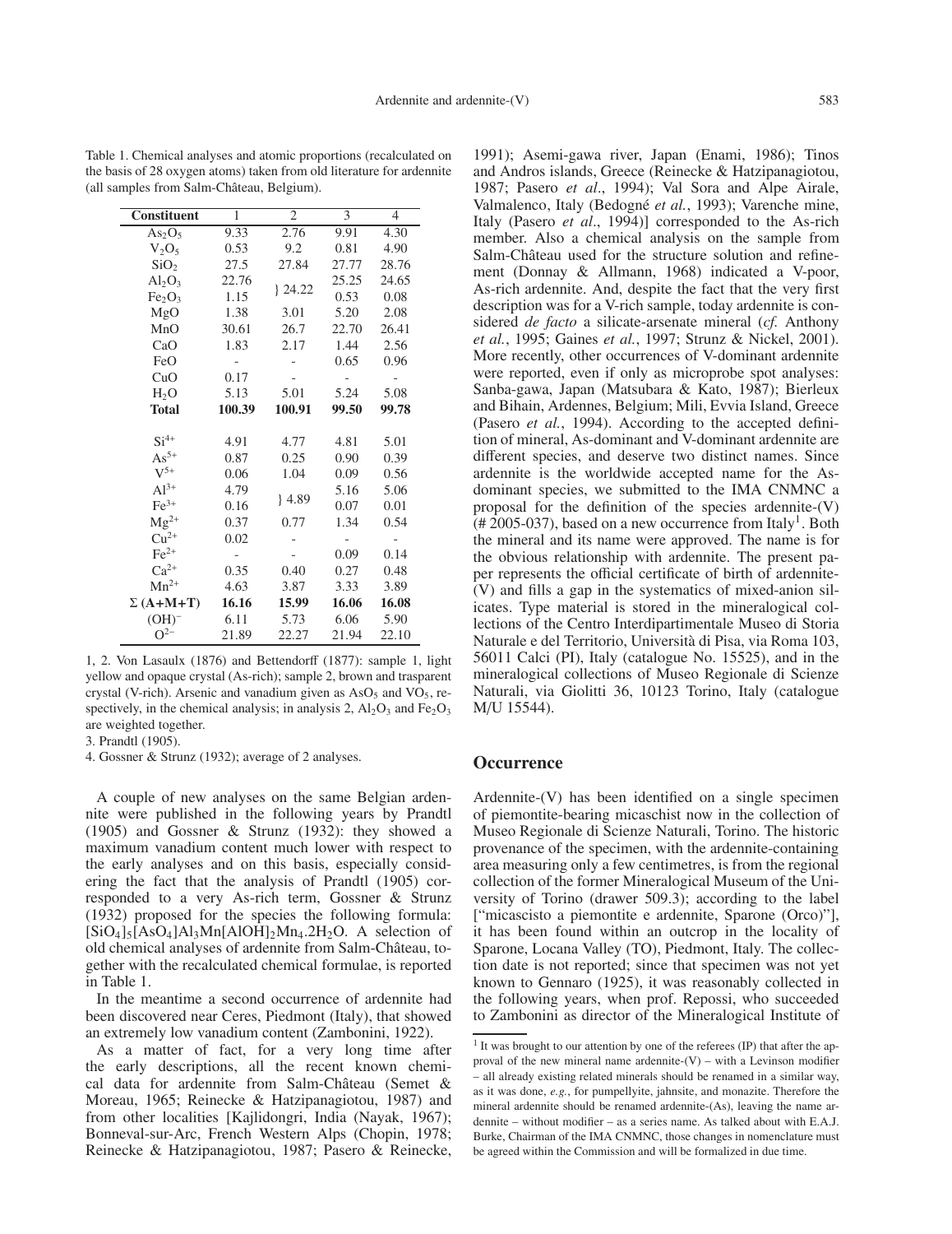Table 1. Chemical analyses and atomic proportions (recalculated on the basis of 28 oxygen atoms) taken from old literature for ardennite (all samples from Salm-Château, Belgium).

| Constituent | 1 | 2 | 3 | 4 |
|---|---|---|---|---|
| $As_2O_5$ | 9.33 | 2.76 | 9.91 | 4.30 |
| $V_2O_5$ | 0.53 | 9.2 | 0.81 | 4.90 |
| $SiO_2$ | 27.5 | 27.84 | 27.77 | 28.76 |
| $Al_2O_3$ | 22.76 | } 24.22 | 25.25 | 24.65 |
| $Fe_2O_3$ | 1.15 | | 0.53 | 0.08 |
| MgO | 1.38 | 3.01 | 5.20 | 2.08 |
| MnO | 30.61 | 26.7 | 22.70 | 26.41 |
| CaO | 1.83 | 2.17 | 1.44 | 2.56 |
| FeO | - | - | 0.65 | 0.96 |
| CuO | 0.17 | - | - | - |
| $H_2O$ | 5.13 | 5.01 | 5.24 | 5.08 |
| **Total** | **100.39** | **100.91** | **99.50** | **99.78** |
| $Si^{4+}$ | 4.91 | 4.77 | 4.81 | 5.01 |
| $As^{5+}$ | 0.87 | 0.25 | 0.90 | 0.39 |
| $V^{5+}$ | 0.06 | 1.04 | 0.09 | 0.56 |
| $Al^{3+}$ | 4.79 | } 4.89 | 5.16 | 5.06 |
| $Fe^{3+}$ | 0.16 | | 0.07 | 0.01 |
| $Mg^{2+}$ | 0.37 | 0.77 | 1.34 | 0.54 |
| $Cu^{2+}$ | 0.02 | - | - | - |
| $Fe^{2+}$ | - | - | 0.09 | 0.14 |
| $Ca^{2+}$ | 0.35 | 0.40 | 0.27 | 0.48 |
| $Mn^{2+}$ | 4.63 | 3.87 | 3.33 | 3.89 |
| **Σ (A+M+T)** | **16.16** | **15.99** | **16.06** | **16.08** |
| $(OH)^-$ | 6.11 | 5.73 | 6.06 | 5.90 |
| $O^{2-}$ | 21.89 | 22.27 | 21.94 | 22.10 |

1, 2. Von Lasaulx (1876) and Bettendorff (1877): sample 1, light yellow and opaque crystal (As-rich); sample 2, brown and trasparent crystal (V-rich). Arsenic and vanadium given as $AsO_5$ and $VO_5$, respectively, in the chemical analysis; in analysis 2, $Al_2O_3$ and $Fe_2O_3$ are weighted together.

3. Prandtl (1905).

4. Gossner & Strunz (1932); average of 2 analyses.

A couple of new analyses on the same Belgian ardennite were published in the following years by Prandtl (1905) and Gossner & Strunz (1932): they showed a maximum vanadium content much lower with respect to the early analyses and on this basis, especially considering the fact that the analysis of Prandtl (1905) corresponded to a very As-rich term, Gossner & Strunz (1932) proposed for the species the following formula: $[SiO_4]_5[AsO_4]Al_3Mn[AlOH]_2Mn_4.2H_2O$. A selection of old chemical analyses of ardennite from Salm-Château, together with the recalculated chemical formulae, is reported in Table 1.

In the meantime a second occurrence of ardennite had been discovered near Ceres, Piedmont (Italy), that showed an extremely low vanadium content (Zambonini, 1922).

As a matter of fact, for a very long time after the early descriptions, all the recent known chemical data for ardennite from Salm-Château (Semet & Moreau, 1965; Reinecke & Hatzipanagiotou, 1987) and from other localities [Kajlidongri, India (Nayak, 1967); Bonneval-sur-Arc, French Western Alps (Chopin, 1978; Reinecke & Hatzipanagiotou, 1987; Pasero & Reinecke, 1991); Asemi-gawa river, Japan (Enami, 1986); Tinos and Andros islands, Greece (Reinecke & Hatzipanagiotou, 1987; Pasero *et al*., 1994); Val Sora and Alpe Airale, Valmalenco, Italy (Bedogné *et al.*, 1993); Varenche mine, Italy (Pasero *et al*., 1994)] corresponded to the As-rich member. Also a chemical analysis on the sample from Salm-Château used for the structure solution and refinement (Donnay & Allmann, 1968) indicated a V-poor, As-rich ardennite. And, despite the fact that the very first description was for a V-rich sample, today ardennite is considered *de facto* a silicate-arsenate mineral (*cf.* Anthony *et al.*, 1995; Gaines *et al.*, 1997; Strunz & Nickel, 2001). More recently, other occurrences of V-dominant ardennite were reported, even if only as microprobe spot analyses: Sanba-gawa, Japan (Matsubara & Kato, 1987); Bierleux and Bihain, Ardennes, Belgium; Mili, Evvia Island, Greece (Pasero *et al.*, 1994). According to the accepted definition of mineral, As-dominant and V-dominant ardennite are different species, and deserve two distinct names. Since ardennite is the worldwide accepted name for the As-dominant species, we submitted to the IMA CNMNC a proposal for the definition of the species ardennite-(V) (# 2005-037), based on a new occurrence from Italy[1]. Both the mineral and its name were approved. The name is for the obvious relationship with ardennite. The present paper represents the official certificate of birth of ardennite-(V) and fills a gap in the systematics of mixed-anion silicates. Type material is stored in the mineralogical collections of the Centro Interdipartimentale Museo di Storia Naturale e del Territorio, Università di Pisa, via Roma 103, 56011 Calci (PI), Italy (catalogue No. 15525), and in the mineralogical collections of Museo Regionale di Scienze Naturali, via Giolitti 36, 10123 Torino, Italy (catalogue M/U 15544).

## Occurrence

Ardennite-(V) has been identified on a single specimen of piemontite-bearing micaschist now in the collection of Museo Regionale di Scienze Naturali, Torino. The historic provenance of the specimen, with the ardennite-containing area measuring only a few centimetres, is from the regional collection of the former Mineralogical Museum of the University of Torino (drawer 509.3); according to the label ["micascisto a piemontite e ardennite, Sparone (Orco)"], it has been found within an outcrop in the locality of Sparone, Locana Valley (TO), Piedmont, Italy. The collection date is not reported; since that specimen was not yet known to Gennaro (1925), it was reasonably collected in the following years, when prof. Repossi, who succeeded to Zambonini as director of the Mineralogical Institute of

[1] It was brought to our attention by one of the referees (IP) that after the approval of the new mineral name ardennite-(V) – with a Levinson modifier – all already existing related minerals should be renamed in a similar way, as it was done, *e.g.*, for pumpellyite, jahnsite, and monazite. Therefore the mineral ardennite should be renamed ardennite-(As), leaving the name ardennite – without modifier – as a series name. As talked about with E.A.J. Burke, Chairman of the IMA CNMNC, those changes in nomenclature must be agreed within the Commission and will be formalized in due time.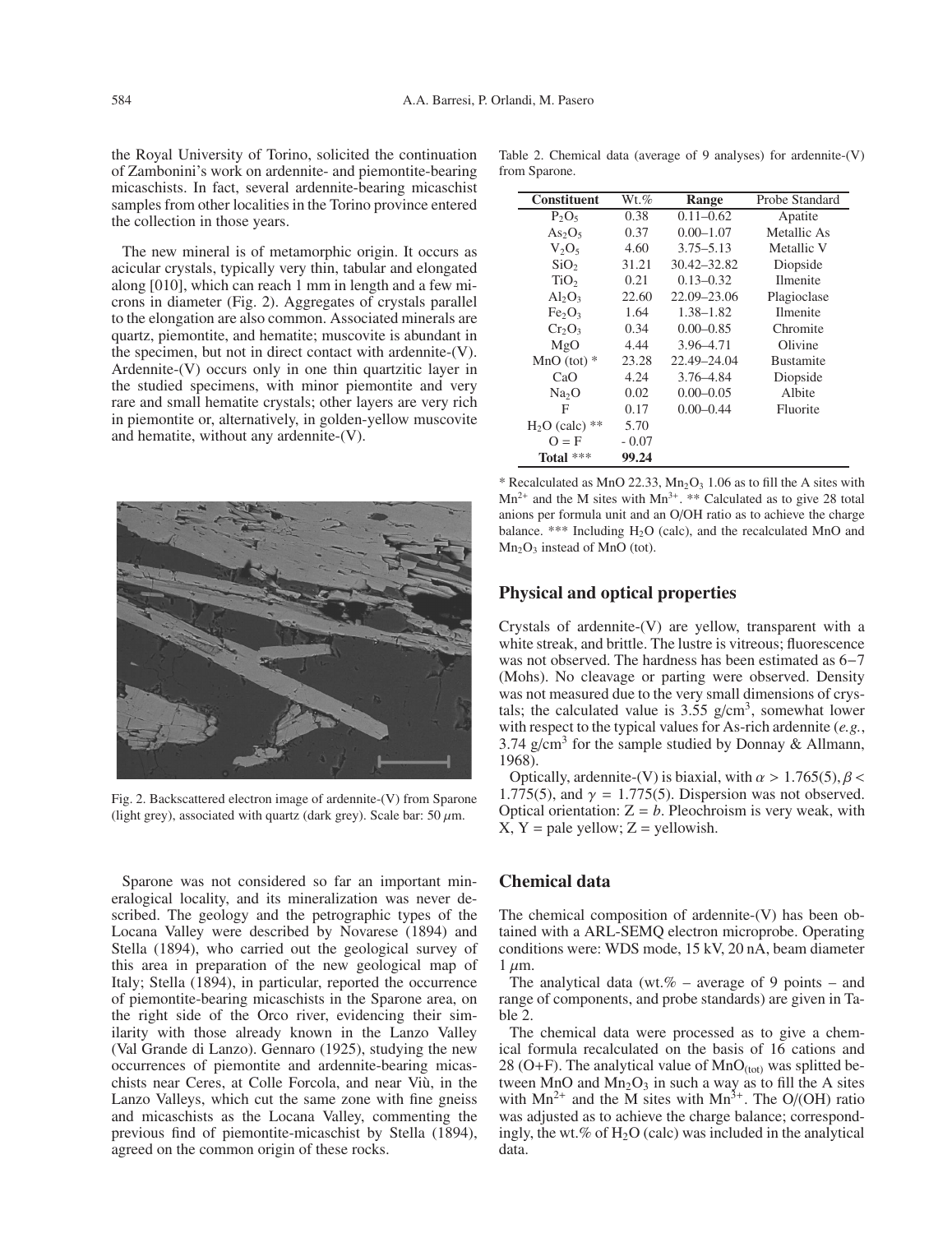the Royal University of Torino, solicited the continuation of Zambonini's work on ardennite- and piemontite-bearing micaschists. In fact, several ardennite-bearing micaschist samples from other localities in the Torino province entered the collection in those years.

The new mineral is of metamorphic origin. It occurs as acicular crystals, typically very thin, tabular and elongated along [010], which can reach 1 mm in length and a few microns in diameter (Fig. 2). Aggregates of crystals parallel to the elongation are also common. Associated minerals are quartz, piemontite, and hematite; muscovite is abundant in the specimen, but not in direct contact with ardennite-(V). Ardennite-(V) occurs only in one thin quartzitic layer in the studied specimens, with minor piemontite and very rare and small hematite crystals; other layers are very rich in piemontite or, alternatively, in golden-yellow muscovite and hematite, without any ardennite-(V).

Fig. 2. Backscattered electron image of ardennite-(V) from Sparone (light grey), associated with quartz (dark grey). Scale bar: 50 $\mu$m.

Sparone was not considered so far an important mineralogical locality, and its mineralization was never described. The geology and the petrographic types of the Locana Valley were described by Novarese (1894) and Stella (1894), who carried out the geological survey of this area in preparation of the new geological map of Italy; Stella (1894), in particular, reported the occurrence of piemontite-bearing micaschists in the Sparone area, on the right side of the Orco river, evidencing their similarity with those already known in the Lanzo Valley (Val Grande di Lanzo). Gennaro (1925), studying the new occurrences of piemontite and ardennite-bearing micaschists near Ceres, at Colle Forcola, and near Viù, in the Lanzo Valleys, which cut the same zone with fine gneiss and micaschists as the Locana Valley, commenting the previous find of piemontite-micaschist by Stella (1894), agreed on the common origin of these rocks.

Table 2. Chemical data (average of 9 analyses) for ardennite-(V) from Sparone.

| Constituent | Wt.% | Range | Probe Standard |
|---|---|---|---|
| $P_2O_5$ | 0.38 | 0.11–0.62 | Apatite |
| $As_2O_5$ | 0.37 | 0.00–1.07 | Metallic As |
| $V_2O_5$ | 4.60 | 3.75–5.13 | Metallic V |
| $SiO_2$ | 31.21 | 30.42–32.82 | Diopside |
| $TiO_2$ | 0.21 | 0.13–0.32 | Ilmenite |
| $Al_2O_3$ | 22.60 | 22.09–23.06 | Plagioclase |
| $Fe_2O_3$ | 1.64 | 1.38–1.82 | Ilmenite |
| $Cr_2O_3$ | 0.34 | 0.00–0.85 | Chromite |
| MgO | 4.44 | 3.96–4.71 | Olivine |
| MnO (tot) * | 23.28 | 22.49–24.04 | Bustamite |
| CaO | 4.24 | 3.76–4.84 | Diopside |
| $Na_2O$ | 0.02 | 0.00–0.05 | Albite |
| F | 0.17 | 0.00–0.44 | Fluorite |
| $H_2O$ (calc) ** | 5.70 | | |
| O = F | - 0.07 | | |
| **Total** *** | **99.24** | | |

* Recalculated as MnO 22.33, $Mn_2O_3$ 1.06 as to fill the A sites with $Mn^{2+}$ and the M sites with $Mn^{3+}$. ** Calculated as to give 28 total anions per formula unit and an O/OH ratio as to achieve the charge balance. *** Including $H_2O$ (calc), and the recalculated MnO and $Mn_2O_3$ instead of MnO (tot).

## Physical and optical properties

Crystals of ardennite-(V) are yellow, transparent with a white streak, and brittle. The lustre is vitreous; fluorescence was not observed. The hardness has been estimated as 6−7 (Mohs). No cleavage or parting were observed. Density was not measured due to the very small dimensions of crystals; the calculated value is 3.55 g/cm$^3$, somewhat lower with respect to the typical values for As-rich ardennite (*e.g.*, 3.74 g/cm$^3$ for the sample studied by Donnay & Allmann, 1968).

Optically, ardennite-(V) is biaxial, with $\alpha > 1.765(5)$, $\beta < 1.775(5)$, and $\gamma = 1.775(5)$. Dispersion was not observed. Optical orientation: Z = *b*. Pleochroism is very weak, with X, Y = pale yellow; Z = yellowish.

## Chemical data

The chemical composition of ardennite-(V) has been obtained with a ARL-SEMQ electron microprobe. Operating conditions were: WDS mode, 15 kV, 20 nA, beam diameter 1 $\mu$m.

The analytical data (wt.% – average of 9 points – and range of components, and probe standards) are given in Table 2.

The chemical data were processed as to give a chemical formula recalculated on the basis of 16 cations and 28 (O+F). The analytical value of $MnO_{(tot)}$ was splitted between MnO and $Mn_2O_3$ in such a way as to fill the A sites with $Mn^{2+}$ and the M sites with $Mn^{3+}$. The O/(OH) ratio was adjusted as to achieve the charge balance; correspondingly, the wt.% of $H_2O$ (calc) was included in the analytical data.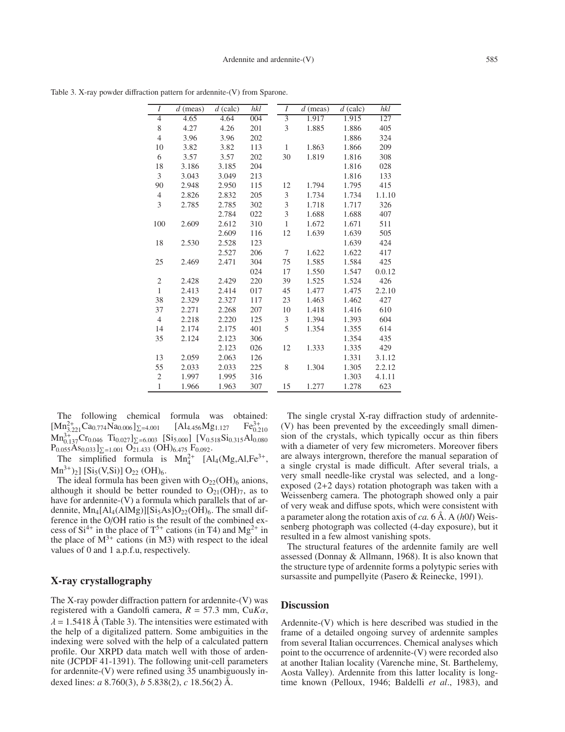Table 3. X-ray powder diffraction pattern for ardennite-(V) from Sparone.

| $I$ | $d$ (meas) | $d$ (calc) | $hkl$ | $I$ | $d$ (meas) | $d$ (calc) | $hkl$ |
|---|---|---|---|---|---|---|---|
| 4 | 4.65 | 4.64 | 004 | 3 | 1.917 | 1.915 | 127 |
| 8 | 4.27 | 4.26 | 201 | 3 | 1.885 | 1.886 | 405 |
| 4 | 3.96 | 3.96 | 202 | | | 1.886 | 324 |
| 10 | 3.82 | 3.82 | 113 | 1 | 1.863 | 1.866 | 209 |
| 6 | 3.57 | 3.57 | 202 | 30 | 1.819 | 1.816 | 308 |
| 18 | 3.186 | 3.185 | 204 | | | 1.816 | 028 |
| 3 | 3.043 | 3.049 | 213 | | | 1.816 | 133 |
| 90 | 2.948 | 2.950 | 115 | 12 | 1.794 | 1.795 | 415 |
| 4 | 2.826 | 2.832 | 205 | 3 | 1.734 | 1.734 | 1.1.10 |
| 3 | 2.785 | 2.785 | 302 | 3 | 1.718 | 1.717 | 326 |
| | | 2.784 | 022 | 3 | 1.688 | 1.688 | 407 |
| 100 | 2.609 | 2.612 | 310 | 1 | 1.672 | 1.671 | 511 |
| | | 2.609 | 116 | 12 | 1.639 | 1.639 | 505 |
| 18 | 2.530 | 2.528 | 123 | | | 1.639 | 424 |
| | | 2.527 | 206 | 7 | 1.622 | 1.622 | 417 |
| 25 | 2.469 | 2.471 | 304 | 75 | 1.585 | 1.584 | 425 |
| | | | 024 | 17 | 1.550 | 1.547 | 0.0.12 |
| 2 | 2.428 | 2.429 | 220 | 39 | 1.525 | 1.524 | 426 |
| 1 | 2.413 | 2.414 | 017 | 45 | 1.477 | 1.475 | 2.2.10 |
| 38 | 2.329 | 2.327 | 117 | 23 | 1.463 | 1.462 | 427 |
| 37 | 2.271 | 2.268 | 207 | 10 | 1.418 | 1.416 | 610 |
| 4 | 2.218 | 2.220 | 125 | 3 | 1.394 | 1.393 | 604 |
| 14 | 2.174 | 2.175 | 401 | 5 | 1.354 | 1.355 | 614 |
| 35 | 2.124 | 2.123 | 306 | | | 1.354 | 435 |
| | | 2.123 | 026 | 12 | 1.333 | 1.335 | 429 |
| 13 | 2.059 | 2.063 | 126 | | | 1.331 | 3.1.12 |
| 55 | 2.033 | 2.033 | 225 | 8 | 1.304 | 1.305 | 2.2.12 |
| 2 | 1.997 | 1.995 | 316 | | | 1.303 | 4.1.11 |
| 1 | 1.966 | 1.963 | 307 | 15 | 1.277 | 1.278 | 623 |

The following chemical formula was obtained: $[Mn^{2+}_{3.221}Ca_{0.774}Na_{0.006}]_{\Sigma=4.001}$ $[Al_{4.456}Mg_{1.127}$ $Fe^{3+}_{0.210}$ $Mn^{3+}_{0.137}Cr_{0.046}$ $Ti_{0.027}]_{\Sigma=6.003}$ $[Si_{5.000}]$ $[V_{0.518}Si_{0.315}Al_{0.080}$ $P_{0.055}As_{0.033}]_{\Sigma=1.001}$ $O_{21.433}$ $(OH)_{6.475}$ $F_{0.092}$.

The simplified formula is $Mn^{2+}_4$ $[Al_4(Mg,Al,Fe^{3+}, Mn^{3+})_2]$ $[Si_5(V,Si)]$ $O_{22}$ $(OH)_6$.

The ideal formula has been given with $O_{22}(OH)_6$ anions, although it should be better rounded to $O_{21}(OH)_7$, as to have for ardennite-(V) a formula which parallels that of ardennite, $Mn_4[Al_4(AlMg)][Si_5As]O_{22}(OH)_6$. The small difference in the O/OH ratio is the result of the combined excess of $Si^{4+}$ in the place of $T^{5+}$ cations (in T4) and $Mg^{2+}$ in the place of $M^{3+}$ cations (in M3) with respect to the ideal values of 0 and 1 a.p.f.u, respectively.

## X-ray crystallography

The X-ray powder diffraction pattern for ardennite-(V) was registered with a Gandolfi camera, $R$ = 57.3 mm, Cu$K\alpha$, $\lambda$ = 1.5418 Å (Table 3). The intensities were estimated with the help of a digitalized pattern. Some ambiguities in the indexing were solved with the help of a calculated pattern profile. Our XRPD data match well with those of ardennite (JCPDF 41-1391). The following unit-cell parameters for ardennite-(V) were refined using 35 unambiguously indexed lines: $a$ 8.760(3), $b$ 5.838(2), $c$ 18.56(2) Å.

The single crystal X-ray diffraction study of ardennite-(V) has been prevented by the exceedingly small dimension of the crystals, which typically occur as thin fibers with a diameter of very few micrometers. Moreover fibers are always intergrown, therefore the manual separation of a single crystal is made difficult. After several trials, a very small needle-like crystal was selected, and a long-exposed (2+2 days) rotation photograph was taken with a Weissenberg camera. The photograph showed only a pair of very weak and diffuse spots, which were consistent with a parameter along the rotation axis of *ca.* 6 Å. A ($h0l$) Weissenberg photograph was collected (4-day exposure), but it resulted in a few almost vanishing spots.

The structural features of the ardennite family are well assessed (Donnay & Allmann, 1968). It is also known that the structure type of ardennite forms a polytypic series with sursassite and pumpellyite (Pasero & Reinecke, 1991).

## Discussion

Ardennite-(V) which is here described was studied in the frame of a detailed ongoing survey of ardennite samples from several Italian occurrences. Chemical analyses which point to the occurrence of ardennite-(V) were recorded also at another Italian locality (Varenche mine, St. Barthelemy, Aosta Valley). Ardennite from this latter locality is long-time known (Pelloux, 1946; Baldelli *et al*., 1983), and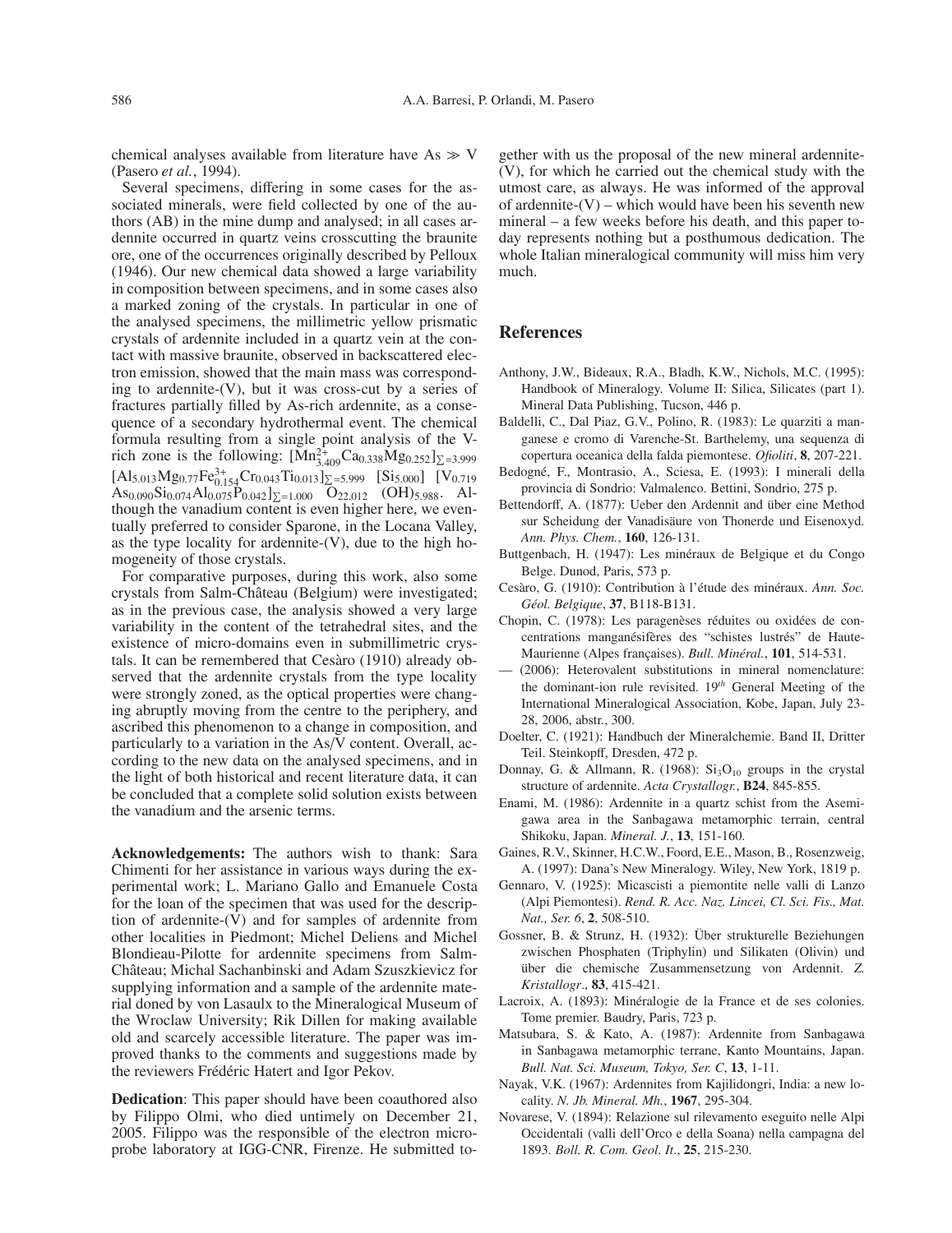chemical analyses available from literature have As ≫ V (Pasero *et al.*, 1994).

Several specimens, differing in some cases for the associated minerals, were field collected by one of the authors (AB) in the mine dump and analysed; in all cases ardennite occurred in quartz veins crosscutting the braunite ore, one of the occurrences originally described by Pelloux (1946). Our new chemical data showed a large variability in composition between specimens, and in some cases also a marked zoning of the crystals. In particular in one of the analysed specimens, the millimetric yellow prismatic crystals of ardennite included in a quartz vein at the contact with massive braunite, observed in backscattered electron emission, showed that the main mass was corresponding to ardennite-(V), but it was cross-cut by a series of fractures partially filled by As-rich ardennite, as a consequence of a secondary hydrothermal event. The chemical formula resulting from a single point analysis of the V-rich zone is the following: $[Mn^{2+}_{3.409}Ca_{0.338}Mg_{0.252}]_{\Sigma=3.999}$ $[Al_{5.013}Mg_{0.77}Fe^{3+}_{0.154}Cr_{0.043}Ti_{0.013}]_{\Sigma=5.999}$ $[Si_{5.000}]$ $[V_{0.719}As_{0.090}Si_{0.074}Al_{0.075}P_{0.042}]_{\Sigma=1.000}$ $O_{22.012}$ $(OH)_{5.988}$. Although the vanadium content is even higher here, we eventually preferred to consider Sparone, in the Locana Valley, as the type locality for ardennite-(V), due to the high homogeneity of those crystals.

For comparative purposes, during this work, also some crystals from Salm-Château (Belgium) were investigated; as in the previous case, the analysis showed a very large variability in the content of the tetrahedral sites, and the existence of micro-domains even in submillimetric crystals. It can be remembered that Cesàro (1910) already observed that the ardennite crystals from the type locality were strongly zoned, as the optical properties were changing abruptly moving from the centre to the periphery, and ascribed this phenomenon to a change in composition, and particularly to a variation in the As/V content. Overall, according to the new data on the analysed specimens, and in the light of both historical and recent literature data, it can be concluded that a complete solid solution exists between the vanadium and the arsenic terms.

**Acknowledgements:** The authors wish to thank: Sara Chimenti for her assistance in various ways during the experimental work; L. Mariano Gallo and Emanuele Costa for the loan of the specimen that was used for the description of ardennite-(V) and for samples of ardennite from other localities in Piedmont; Michel Deliens and Michel Blondieau-Pilotte for ardennite specimens from Salm-Château; Michal Sachanbinski and Adam Szuszkievicz for supplying information and a sample of the ardennite material doned by von Lasaulx to the Mineralogical Museum of the Wroclaw University; Rik Dillen for making available old and scarcely accessible literature. The paper was improved thanks to the comments and suggestions made by the reviewers Frédéric Hatert and Igor Pekov.

**Dedication**: This paper should have been coauthored also by Filippo Olmi, who died untimely on December 21, 2005. Filippo was the responsible of the electron microprobe laboratory at IGG-CNR, Firenze. He submitted together with us the proposal of the new mineral ardennite-(V), for which he carried out the chemical study with the utmost care, as always. He was informed of the approval of ardennite-(V) – which would have been his seventh new mineral – a few weeks before his death, and this paper today represents nothing but a posthumous dedication. The whole Italian mineralogical community will miss him very much.

## References

Anthony, J.W., Bideaux, R.A., Bladh, K.W., Nichols, M.C. (1995): Handbook of Mineralogy. Volume II: Silica, Silicates (part 1). Mineral Data Publishing, Tucson, 446 p.

Baldelli, C., Dal Piaz, G.V., Polino, R. (1983): Le quarziti a manganese e cromo di Varenche-St. Barthelemy, una sequenza di copertura oceanica della falda piemontese. *Ofioliti*, **8**, 207-221.

Bedogné, F., Montrasio, A., Sciesa, E. (1993): I minerali della provincia di Sondrio: Valmalenco. Bettini, Sondrio, 275 p.

Bettendorff, A. (1877): Ueber den Ardennit and über eine Method sur Scheidung der Vanadisäure von Thonerde und Eisenoxyd. *Ann. Phys. Chem.*, **160**, 126-131.

Buttgenbach, H. (1947): Les minéraux de Belgique et du Congo Belge. Dunod, Paris, 573 p.

Cesàro, G. (1910): Contribution à l'étude des minéraux. *Ann. Soc. Géol. Belgique*, **37**, B118-B131.

Chopin, C. (1978): Les paragenèses réduites ou oxidées de concentrations manganésifères des "schistes lustrés" de Haute-Maurienne (Alpes françaises). *Bull. Minéral.*, **101**, 514-531.

— (2006): Heterovalent substitutions in mineral nomenclature: the dominant-ion rule revisited. 19*th* General Meeting of the International Mineralogical Association, Kobe, Japan, July 23-28, 2006, abstr., 300.

Doelter, C. (1921): Handbuch der Mineralchemie. Band II, Dritter Teil. Steinkopff, Dresden, 472 p.

Donnay, G. & Allmann, R. (1968): $Si_3O_{10}$ groups in the crystal structure of ardennite. *Acta Crystallogr.*, **B24**, 845-855.

Enami, M. (1986): Ardennite in a quartz schist from the Asemigawa area in the Sanbagawa metamorphic terrain, central Shikoku, Japan. *Mineral. J.*, **13**, 151-160.

Gaines, R.V., Skinner, H.C.W., Foord, E.E., Mason, B., Rosenzweig, A. (1997): Dana's New Mineralogy. Wiley, New York, 1819 p.

Gennaro, V. (1925): Micascisti a piemontite nelle valli di Lanzo (Alpi Piemontesi). *Rend. R. Acc. Naz. Lincei, Cl. Sci. Fis., Mat. Nat., Ser. 6*, **2**, 508-510.

Gossner, B. & Strunz, H. (1932): Über strukturelle Beziehungen zwischen Phosphaten (Triphylin) und Silikaten (Olivin) und über die chemische Zusammensetzung von Ardennit. *Z. Kristallogr.*, **83**, 415-421.

Lacroix, A. (1893): Minéralogie de la France et de ses colonies. Tome premier. Baudry, Paris, 723 p.

Matsubara, S. & Kato, A. (1987): Ardennite from Sanbagawa in Sanbagawa metamorphic terrane, Kanto Mountains, Japan. *Bull. Nat. Sci. Museum, Tokyo, Ser. C*, **13**, 1-11.

Nayak, V.K. (1967): Ardennites from Kajilidongri, India: a new locality. *N. Jb. Mineral. Mh.*, **1967**, 295-304.

Novarese, V. (1894): Relazione sul rilevamento eseguito nelle Alpi Occidentali (valli dell'Orco e della Soana) nella campagna del 1893. *Boll. R. Com. Geol. It.*, **25**, 215-230.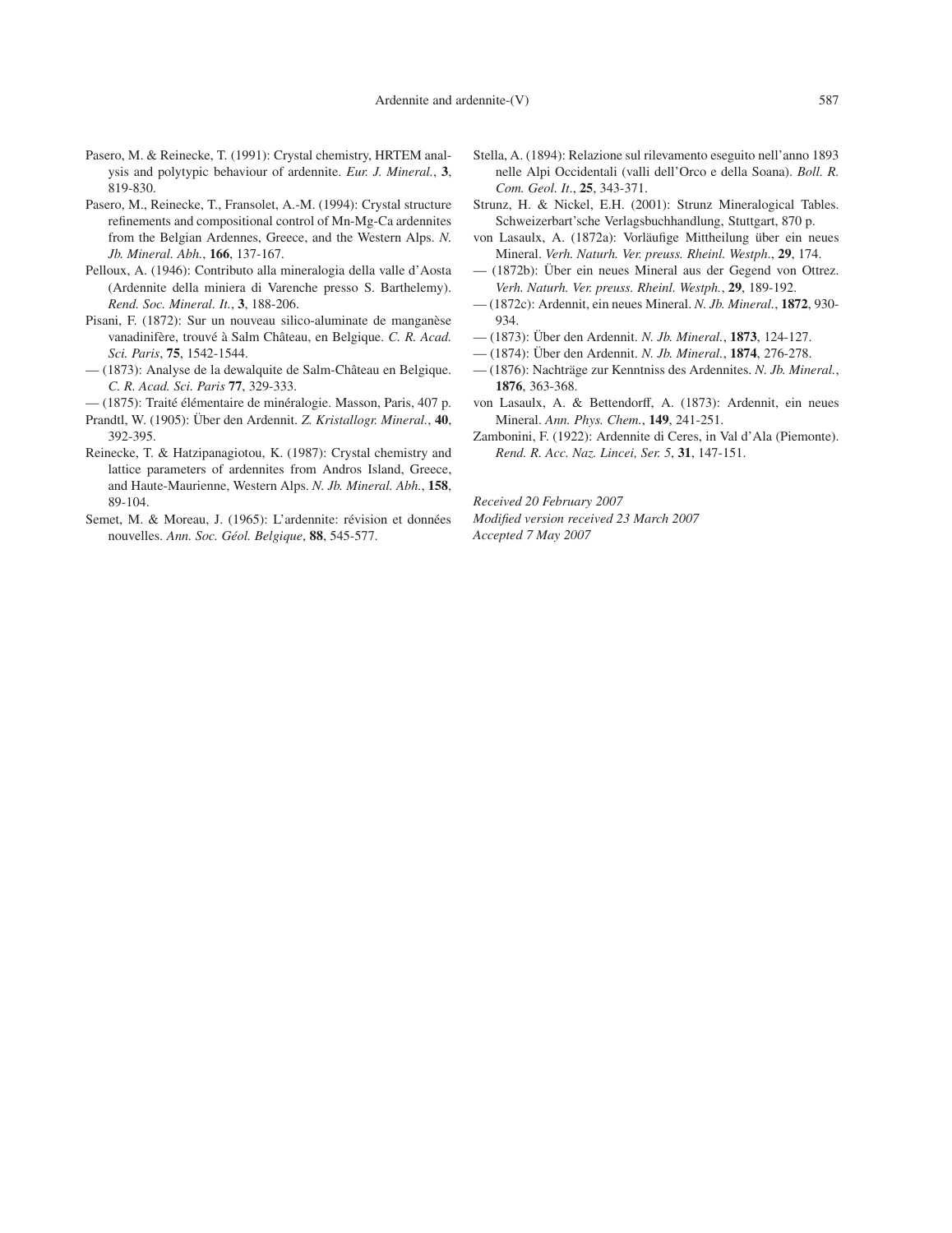Pasero, M. & Reinecke, T. (1991): Crystal chemistry, HRTEM analysis and polytypic behaviour of ardennite. *Eur. J. Mineral.*, **3**, 819-830.

Pasero, M., Reinecke, T., Fransolet, A.-M. (1994): Crystal structure refinements and compositional control of Mn-Mg-Ca ardennites from the Belgian Ardennes, Greece, and the Western Alps. *N. Jb. Mineral. Abh.*, **166**, 137-167.

Pelloux, A. (1946): Contributo alla mineralogia della valle d'Aosta (Ardennite della miniera di Varenche presso S. Barthelemy). *Rend. Soc. Mineral. It.*, **3**, 188-206.

Pisani, F. (1872): Sur un nouveau silico-aluminate de manganèse vanadinifère, trouvé à Salm Château, en Belgique. *C. R. Acad. Sci. Paris*, **75**, 1542-1544.

— (1873): Analyse de la dewalquite de Salm-Château en Belgique. *C. R. Acad. Sci. Paris* **77**, 329-333.

— (1875): Traité élémentaire de minéralogie. Masson, Paris, 407 p.

Prandtl, W. (1905): Über den Ardennit. *Z. Kristallogr. Mineral.*, **40**, 392-395.

Reinecke, T. & Hatzipanagiotou, K. (1987): Crystal chemistry and lattice parameters of ardennites from Andros Island, Greece, and Haute-Maurienne, Western Alps. *N. Jb. Mineral. Abh.*, **158**, 89-104.

Semet, M. & Moreau, J. (1965): L'ardennite: révision et données nouvelles. *Ann. Soc. Géol. Belgique*, **88**, 545-577.

Stella, A. (1894): Relazione sul rilevamento eseguito nell'anno 1893 nelle Alpi Occidentali (valli dell'Orco e della Soana). *Boll. R. Com. Geol. It.*, **25**, 343-371.

Strunz, H. & Nickel, E.H. (2001): Strunz Mineralogical Tables. Schweizerbart'sche Verlagsbuchhandlung, Stuttgart, 870 p.

von Lasaulx, A. (1872a): Vorläufige Mittheilung über ein neues Mineral. *Verh. Naturh. Ver. preuss. Rheinl. Westph.*, **29**, 174.

— (1872b): Über ein neues Mineral aus der Gegend von Ottrez. *Verh. Naturh. Ver. preuss. Rheinl. Westph.*, **29**, 189-192.

— (1872c): Ardennit, ein neues Mineral. *N. Jb. Mineral.*, **1872**, 930-934.

— (1873): Über den Ardennit. *N. Jb. Mineral.*, **1873**, 124-127.

— (1874): Über den Ardennit. *N. Jb. Mineral.*, **1874**, 276-278.

— (1876): Nachträge zur Kenntniss des Ardennites. *N. Jb. Mineral.*, **1876**, 363-368.

von Lasaulx, A. & Bettendorff, A. (1873): Ardennit, ein neues Mineral. *Ann. Phys. Chem.*, **149**, 241-251.

Zambonini, F. (1922): Ardennite di Ceres, in Val d'Ala (Piemonte). *Rend. R. Acc. Naz. Lincei, Ser. 5*, **31**, 147-151.

*Received 20 February 2007*
*Modified version received 23 March 2007*
*Accepted 7 May 2007*